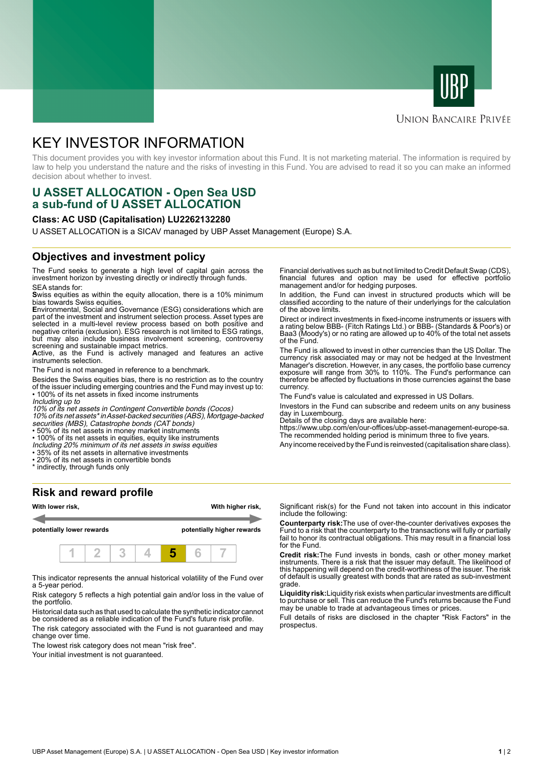UBP

UNION BANCAIRE PRIVÉE

# KEY INVESTOR INFORMATION

This document provides you with key investor information about this Fund. It is not marketing material. The information is required by law to help you understand the nature and the risks of investing in this Fund. You are advised to read it so you can make an informed decision about whether to invest.

## U ASSET ALLOCATION - Open Sea USD
## a sub-fund of U ASSET ALLOCATION

### Class: AC USD (Capitalisation) LU2262132280

U ASSET ALLOCATION is a SICAV managed by UBP Asset Management (Europe) S.A.

## Objectives and investment policy

The Fund seeks to generate a high level of capital gain across the investment horizon by investing directly or indirectly through funds.

SEA stands for:

**S**wiss equities as within the equity allocation, there is a 10% minimum bias towards Swiss equities.

**E**nvironmental, Social and Governance (ESG) considerations which are part of the investment and instrument selection process. Asset types are selected in a multi-level review process based on both positive and negative criteria (exclusion). ESG research is not limited to ESG ratings, but may also include business involvement screening, controversy screening and sustainable impact metrics.

**A**ctive, as the Fund is actively managed and features an active instruments selection.

The Fund is not managed in reference to a benchmark.

Besides the Swiss equities bias, there is no restriction as to the country of the issuer including emerging countries and the Fund may invest up to:

- 100% of its net assets in fixed income instruments

*Including up to*
*10% of its net assets in Contingent Convertible bonds (Cocos)*
*10% of its net assets* in Asset-backed securities (ABS), Mortgage-backed securities (MBS), Catastrophe bonds (CAT bonds)*

- 50% of its net assets in money market instruments
- 100% of its net assets in equities, equity like instruments

*Including 20% minimum of its net assets in swiss equities*

- 35% of its net assets in alternative investments
- 20% of its net assets in convertible bonds

\* indirectly, through funds only

Financial derivatives such as but not limited to Credit Default Swap (CDS), financial futures and option may be used for effective portfolio management and/or for hedging purposes.

In addition, the Fund can invest in structured products which will be classified according to the nature of their underlyings for the calculation of the above limits.

Direct or indirect investments in fixed-income instruments or issuers with a rating below BBB- (Fitch Ratings Ltd.) or BBB- (Standards & Poor's) or Baa3 (Moody's) or no rating are allowed up to 40% of the total net assets of the Fund.

The Fund is allowed to invest in other currencies than the US Dollar. The currency risk associated may or may not be hedged at the Investment Manager's discretion. However, in any cases, the portfolio base currency exposure will range from 30% to 110%. The Fund's performance can therefore be affected by fluctuations in those currencies against the base currency.

The Fund's value is calculated and expressed in US Dollars.

Investors in the Fund can subscribe and redeem units on any business day in Luxembourg.

Details of the closing days are available here:
https://www.ubp.com/en/our-offices/ubp-asset-management-europe-sa.

The recommended holding period is minimum three to five years.

Any income received by the Fund is reinvested (capitalisation share class).

## Risk and reward profile

| With lower risk, | | | | | | With higher risk, |
|---|---|---|---|---|---|---|
| potentially lower rewards | | | | | | potentially higher rewards |
| 1 | 2 | 3 | 4 | **5** | 6 | 7 |

This indicator represents the annual historical volatility of the Fund over a 5-year period.

Risk category 5 reflects a high potential gain and/or loss in the value of the portfolio.

Historical data such as that used to calculate the synthetic indicator cannot be considered as a reliable indication of the Fund's future risk profile.

The risk category associated with the Fund is not guaranteed and may change over time.

The lowest risk category does not mean "risk free".

Your initial investment is not guaranteed.

Significant risk(s) for the Fund not taken into account in this indicator include the following:

**Counterparty risk:** The use of over-the-counter derivatives exposes the Fund to a risk that the counterparty to the transactions will fully or partially fail to honor its contractual obligations. This may result in a financial loss for the Fund.

**Credit risk:** The Fund invests in bonds, cash or other money market instruments. There is a risk that the issuer may default. The likelihood of this happening will depend on the credit-worthiness of the issuer. The risk of default is usually greatest with bonds that are rated as sub-investment grade.

**Liquidity risk:** Liquidity risk exists when particular investments are difficult to purchase or sell. This can reduce the Fund's returns because the Fund may be unable to trade at advantageous times or prices.

Full details of risks are disclosed in the chapter "Risk Factors" in the prospectus.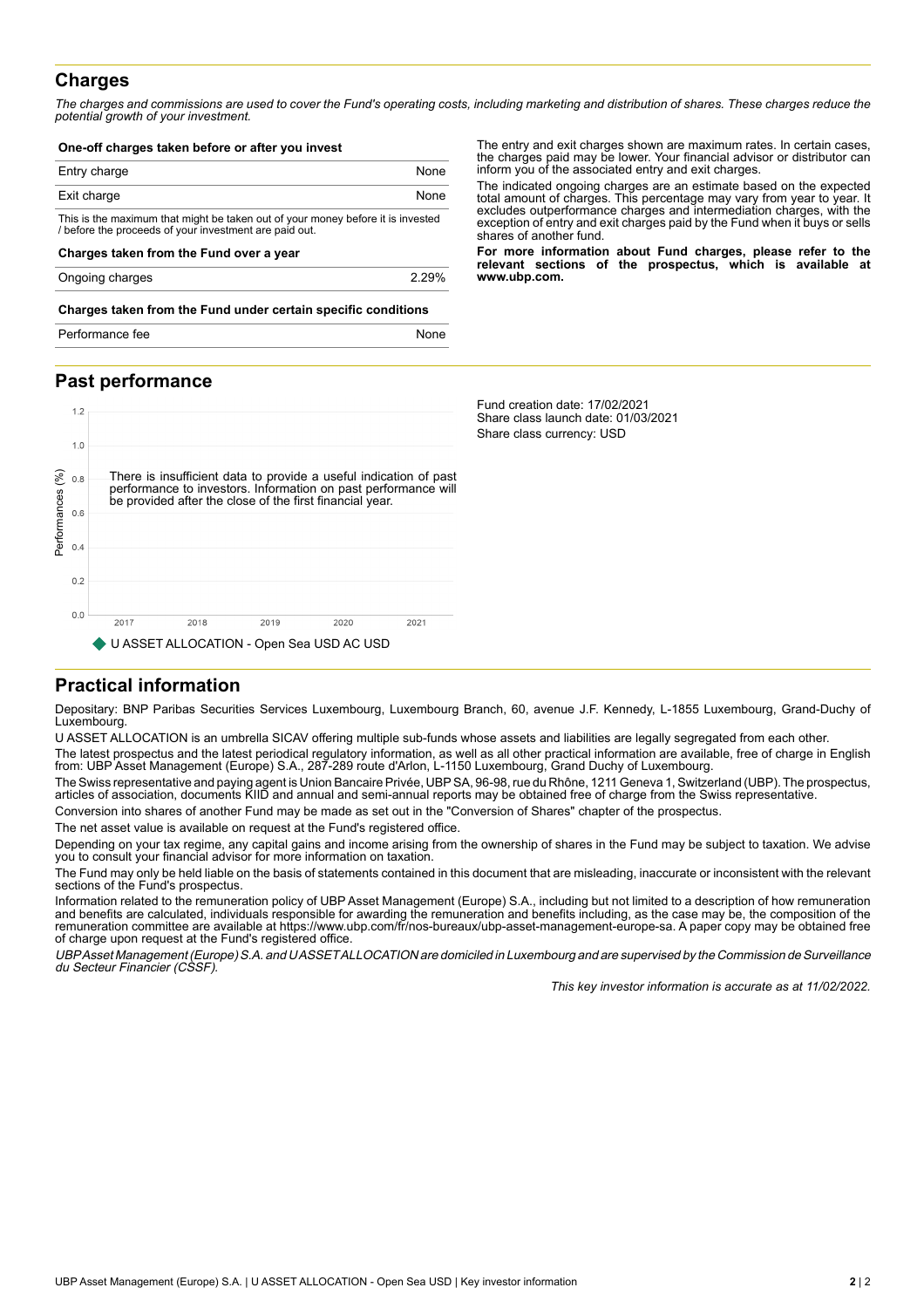## Charges

*The charges and commissions are used to cover the Fund's operating costs, including marketing and distribution of shares. These charges reduce the potential growth of your investment.*

| **One-off charges taken before or after you invest** | |
|---|---|
| Entry charge | None |
| Exit charge | None |

This is the maximum that might be taken out of your money before it is invested / before the proceeds of your investment are paid out.

| **Charges taken from the Fund over a year** | |
|---|---|
| Ongoing charges | 2.29% |

| **Charges taken from the Fund under certain specific conditions** | |
|---|---|
| Performance fee | None |

The entry and exit charges shown are maximum rates. In certain cases, the charges paid may be lower. Your financial advisor or distributor can inform you of the associated entry and exit charges.

The indicated ongoing charges are an estimate based on the expected total amount of charges. This percentage may vary from year to year. It excludes outperformance charges and intermediation charges, with the exception of entry and exit charges paid by the Fund when it buys or sells shares of another fund.

**For more information about Fund charges, please refer to the relevant sections of the prospectus, which is available at www.ubp.com.**

## Past performance

Performances (%)

1.2
1.0
0.8
0.6
0.4
0.2
0.0

2017 2018 2019 2020 2021

There is insufficient data to provide a useful indication of past performance to investors. Information on past performance will be provided after the close of the first financial year.

U ASSET ALLOCATION - Open Sea USD AC USD

Fund creation date: 17/02/2021
Share class launch date: 01/03/2021
Share class currency: USD

## Practical information

Depositary: BNP Paribas Securities Services Luxembourg, Luxembourg Branch, 60, avenue J.F. Kennedy, L-1855 Luxembourg, Grand-Duchy of Luxembourg.

U ASSET ALLOCATION is an umbrella SICAV offering multiple sub-funds whose assets and liabilities are legally segregated from each other.

The latest prospectus and the latest periodical regulatory information, as well as all other practical information are available, free of charge in English from: UBP Asset Management (Europe) S.A., 287-289 route d'Arlon, L-1150 Luxembourg, Grand Duchy of Luxembourg.

The Swiss representative and paying agent is Union Bancaire Privée, UBP SA, 96-98, rue du Rhône, 1211 Geneva 1, Switzerland (UBP). The prospectus, articles of association, documents KIID and annual and semi-annual reports may be obtained free of charge from the Swiss representative.

Conversion into shares of another Fund may be made as set out in the "Conversion of Shares" chapter of the prospectus.

The net asset value is available on request at the Fund's registered office.

Depending on your tax regime, any capital gains and income arising from the ownership of shares in the Fund may be subject to taxation. We advise you to consult your financial advisor for more information on taxation.

The Fund may only be held liable on the basis of statements contained in this document that are misleading, inaccurate or inconsistent with the relevant sections of the Fund's prospectus.

Information related to the remuneration policy of UBP Asset Management (Europe) S.A., including but not limited to a description of how remuneration and benefits are calculated, individuals responsible for awarding the remuneration and benefits including, as the case may be, the composition of the remuneration committee are available at https://www.ubp.com/fr/nos-bureaux/ubp-asset-management-europe-sa. A paper copy may be obtained free of charge upon request at the Fund's registered office.

*UBP Asset Management (Europe) S.A. and U ASSET ALLOCATION are domiciled in Luxembourg and are supervised by the Commission de Surveillance du Secteur Financier (CSSF).*

*This key investor information is accurate as at 11/02/2022.*